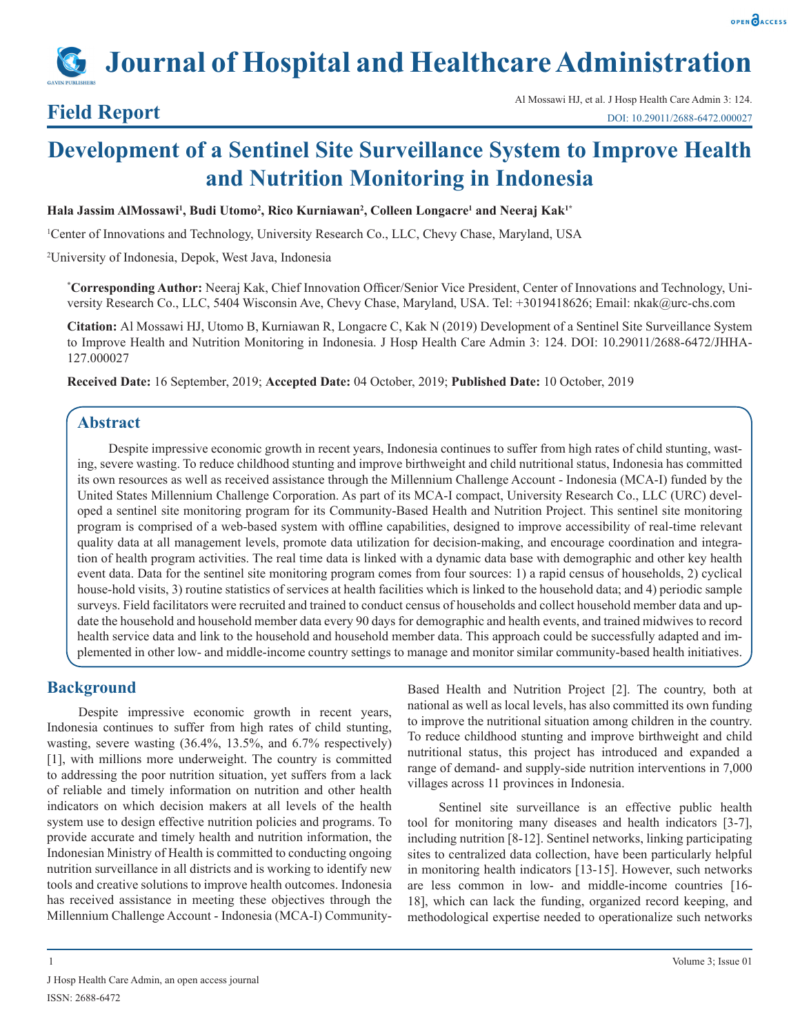# Development of a Sentinel Site Surveillance System to Improve Health and Nutrition Monitoring in Indonesia

**Field Report**

**Hala Jassim AlMossawi[1], Budi Utomo[2], Rico Kurniawan[2], Colleen Longacre[1] and Neeraj Kak[1*]**

[1]Center of Innovations and Technology, University Research Co., LLC, Chevy Chase, Maryland, USA

[2]University of Indonesia, Depok, West Java, Indonesia

**[*]Corresponding Author:** Neeraj Kak, Chief Innovation Officer/Senior Vice President, Center of Innovations and Technology, University Research Co., LLC, 5404 Wisconsin Ave, Chevy Chase, Maryland, USA. Tel: +3019418626; Email: nkak@urc-chs.com

**Citation:** Al Mossawi HJ, Utomo B, Kurniawan R, Longacre C, Kak N (2019) Development of a Sentinel Site Surveillance System to Improve Health and Nutrition Monitoring in Indonesia. J Hosp Health Care Admin 3: 124. DOI: 10.29011/2688-6472/JHHA-127.000027

**Received Date:** 16 September, 2019; **Accepted Date:** 04 October, 2019; **Published Date:** 10 October, 2019

## Abstract

Despite impressive economic growth in recent years, Indonesia continues to suffer from high rates of child stunting, wasting, severe wasting. To reduce childhood stunting and improve birthweight and child nutritional status, Indonesia has committed its own resources as well as received assistance through the Millennium Challenge Account - Indonesia (MCA-I) funded by the United States Millennium Challenge Corporation. As part of its MCA-I compact, University Research Co., LLC (URC) developed a sentinel site monitoring program for its Community-Based Health and Nutrition Project. This sentinel site monitoring program is comprised of a web-based system with offline capabilities, designed to improve accessibility of real-time relevant quality data at all management levels, promote data utilization for decision-making, and encourage coordination and integration of health program activities. The real time data is linked with a dynamic data base with demographic and other key health event data. Data for the sentinel site monitoring program comes from four sources: 1) a rapid census of households, 2) cyclical house-hold visits, 3) routine statistics of services at health facilities which is linked to the household data; and 4) periodic sample surveys. Field facilitators were recruited and trained to conduct census of households and collect household member data and update the household and household member data every 90 days for demographic and health events, and trained midwives to record health service data and link to the household and household member data. This approach could be successfully adapted and implemented in other low- and middle-income country settings to manage and monitor similar community-based health initiatives.

## Background

Despite impressive economic growth in recent years, Indonesia continues to suffer from high rates of child stunting, wasting, severe wasting (36.4%, 13.5%, and 6.7% respectively) [1], with millions more underweight. The country is committed to addressing the poor nutrition situation, yet suffers from a lack of reliable and timely information on nutrition and other health indicators on which decision makers at all levels of the health system use to design effective nutrition policies and programs. To provide accurate and timely health and nutrition information, the Indonesian Ministry of Health is committed to conducting ongoing nutrition surveillance in all districts and is working to identify new tools and creative solutions to improve health outcomes. Indonesia has received assistance in meeting these objectives through the Millennium Challenge Account - Indonesia (MCA-I) Community-Based Health and Nutrition Project [2]. The country, both at national as well as local levels, has also committed its own funding to improve the nutritional situation among children in the country. To reduce childhood stunting and improve birthweight and child nutritional status, this project has introduced and expanded a range of demand- and supply-side nutrition interventions in 7,000 villages across 11 provinces in Indonesia.

Sentinel site surveillance is an effective public health tool for monitoring many diseases and health indicators [3-7], including nutrition [8-12]. Sentinel networks, linking participating sites to centralized data collection, have been particularly helpful in monitoring health indicators [13-15]. However, such networks are less common in low- and middle-income countries [16-18], which can lack the funding, organized record keeping, and methodological expertise needed to operationalize such networks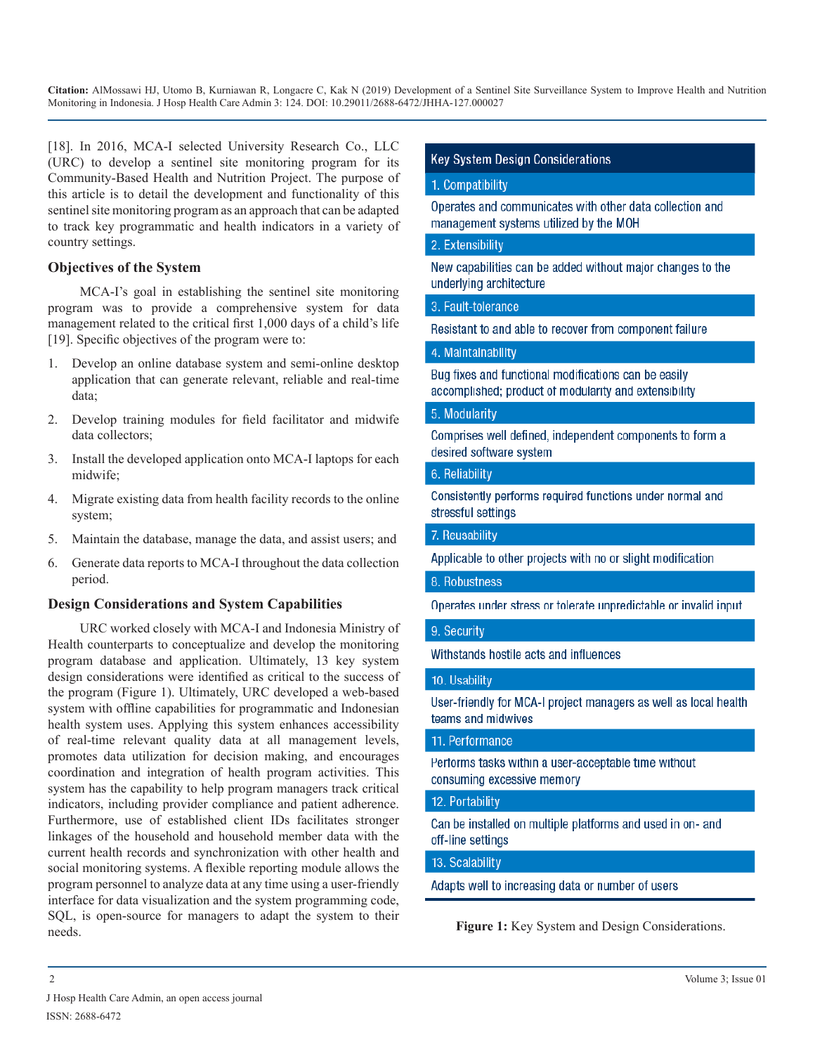[18]. In 2016, MCA-I selected University Research Co., LLC (URC) to develop a sentinel site monitoring program for its Community-Based Health and Nutrition Project. The purpose of this article is to detail the development and functionality of this sentinel site monitoring program as an approach that can be adapted to track key programmatic and health indicators in a variety of country settings.

## Objectives of the System

MCA-I's goal in establishing the sentinel site monitoring program was to provide a comprehensive system for data management related to the critical first 1,000 days of a child's life [19]. Specific objectives of the program were to:

1. Develop an online database system and semi-online desktop application that can generate relevant, reliable and real-time data;
2. Develop training modules for field facilitator and midwife data collectors;
3. Install the developed application onto MCA-I laptops for each midwife;
4. Migrate existing data from health facility records to the online system;
5. Maintain the database, manage the data, and assist users; and
6. Generate data reports to MCA-I throughout the data collection period.

## Design Considerations and System Capabilities

URC worked closely with MCA-I and Indonesia Ministry of Health counterparts to conceptualize and develop the monitoring program database and application. Ultimately, 13 key system design considerations were identified as critical to the success of the program (Figure 1). Ultimately, URC developed a web-based system with offline capabilities for programmatic and Indonesian health system uses. Applying this system enhances accessibility of real-time relevant quality data at all management levels, promotes data utilization for decision making, and encourages coordination and integration of health program activities. This system has the capability to help program managers track critical indicators, including provider compliance and patient adherence. Furthermore, use of established client IDs facilitates stronger linkages of the household and household member data with the current health records and synchronization with other health and social monitoring systems. A flexible reporting module allows the program personnel to analyze data at any time using a user-friendly interface for data visualization and the system programming code, SQL, is open-source for managers to adapt the system to their needs.

| Key System Design Considerations |
|---|
| 1. Compatibility |
| Operates and communicates with other data collection and management systems utilized by the MOH |
| 2. Extensibility |
| New capabilities can be added without major changes to the underlying architecture |
| 3. Fault-tolerance |
| Resistant to and able to recover from component failure |
| 4. Maintainability |
| Bug fixes and functional modifications can be easily accomplished; product of modularity and extensibility |
| 5. Modularity |
| Comprises well defined, independent components to form a desired software system |
| 6. Reliability |
| Consistently performs required functions under normal and stressful settings |
| 7. Reusability |
| Applicable to other projects with no or slight modification |
| 8. Robustness |
| Operates under stress or tolerate unpredictable or invalid input |
| 9. Security |
| Withstands hostile acts and influences |
| 10. Usability |
| User-friendly for MCA-I project managers as well as local health teams and midwives |
| 11. Performance |
| Performs tasks within a user-acceptable time without consuming excessive memory |
| 12. Portability |
| Can be installed on multiple platforms and used in on- and off-line settings |
| 13. Scalability |
| Adapts well to increasing data or number of users |

**Figure 1:** Key System and Design Considerations.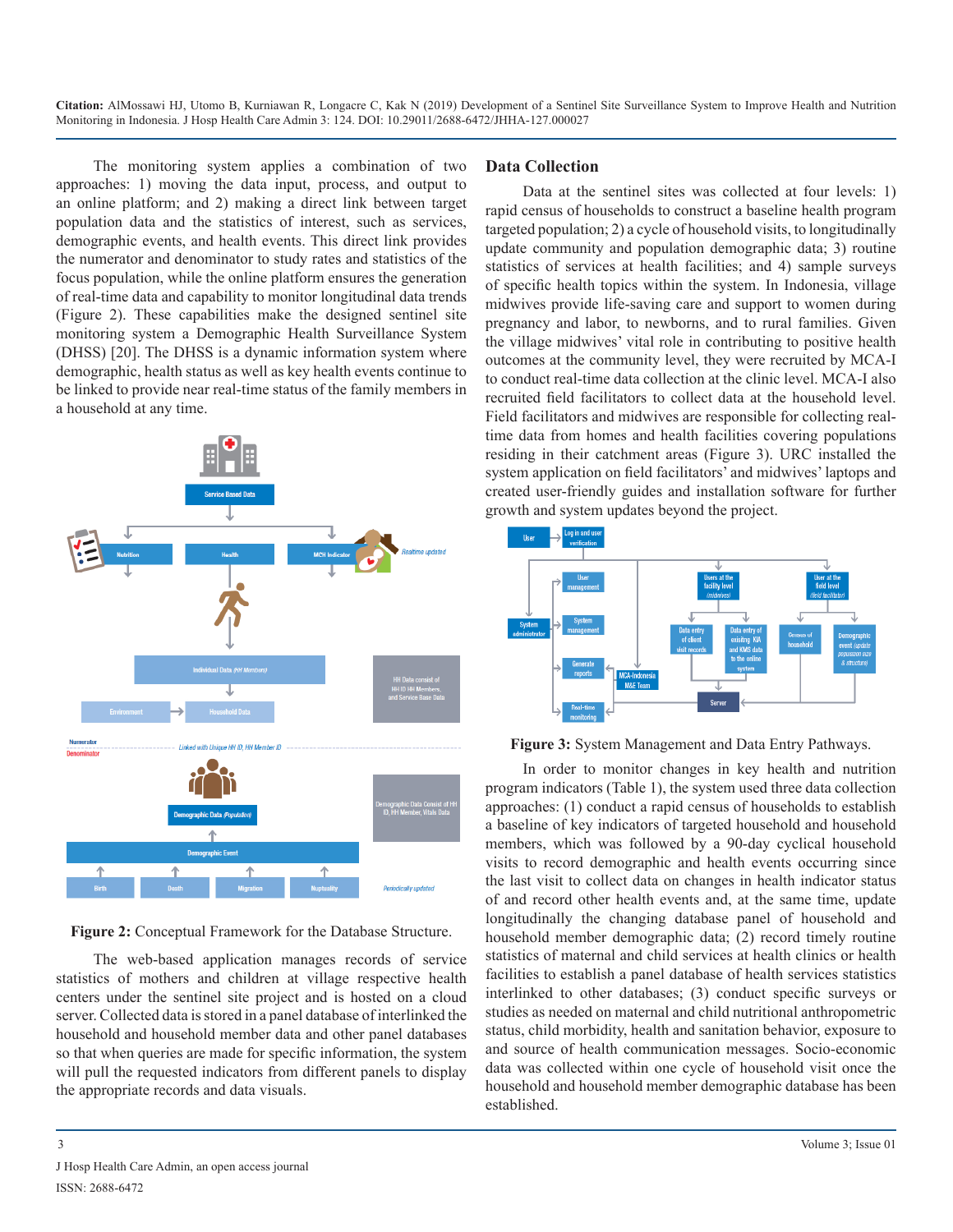The monitoring system applies a combination of two approaches: 1) moving the data input, process, and output to an online platform; and 2) making a direct link between target population data and the statistics of interest, such as services, demographic events, and health events. This direct link provides the numerator and denominator to study rates and statistics of the focus population, while the online platform ensures the generation of real-time data and capability to monitor longitudinal data trends (Figure 2). These capabilities make the designed sentinel site monitoring system a Demographic Health Surveillance System (DHSS) [20]. The DHSS is a dynamic information system where demographic, health status as well as key health events continue to be linked to provide near real-time status of the family members in a household at any time.

**Figure 2:** Conceptual Framework for the Database Structure.

The web-based application manages records of service statistics of mothers and children at village respective health centers under the sentinel site project and is hosted on a cloud server. Collected data is stored in a panel database of interlinked the household and household member data and other panel databases so that when queries are made for specific information, the system will pull the requested indicators from different panels to display the appropriate records and data visuals.

## Data Collection

Data at the sentinel sites was collected at four levels: 1) rapid census of households to construct a baseline health program targeted population; 2) a cycle of household visits, to longitudinally update community and population demographic data; 3) routine statistics of services at health facilities; and 4) sample surveys of specific health topics within the system. In Indonesia, village midwives provide life-saving care and support to women during pregnancy and labor, to newborns, and to rural families. Given the village midwives' vital role in contributing to positive health outcomes at the community level, they were recruited by MCA-I to conduct real-time data collection at the clinic level. MCA-I also recruited field facilitators to collect data at the household level. Field facilitators and midwives are responsible for collecting real-time data from homes and health facilities covering populations residing in their catchment areas (Figure 3). URC installed the system application on field facilitators' and midwives' laptops and created user-friendly guides and installation software for further growth and system updates beyond the project.

**Figure 3:** System Management and Data Entry Pathways.

In order to monitor changes in key health and nutrition program indicators (Table 1), the system used three data collection approaches: (1) conduct a rapid census of households to establish a baseline of key indicators of targeted household and household members, which was followed by a 90-day cyclical household visits to record demographic and health events occurring since the last visit to collect data on changes in health indicator status of and record other health events and, at the same time, update longitudinally the changing database panel of household and household member demographic data; (2) record timely routine statistics of maternal and child services at health clinics or health facilities to establish a panel database of health services statistics interlinked to other databases; (3) conduct specific surveys or studies as needed on maternal and child nutritional anthropometric status, child morbidity, health and sanitation behavior, exposure to and source of health communication messages. Socio-economic data was collected within one cycle of household visit once the household and household member demographic database has been established.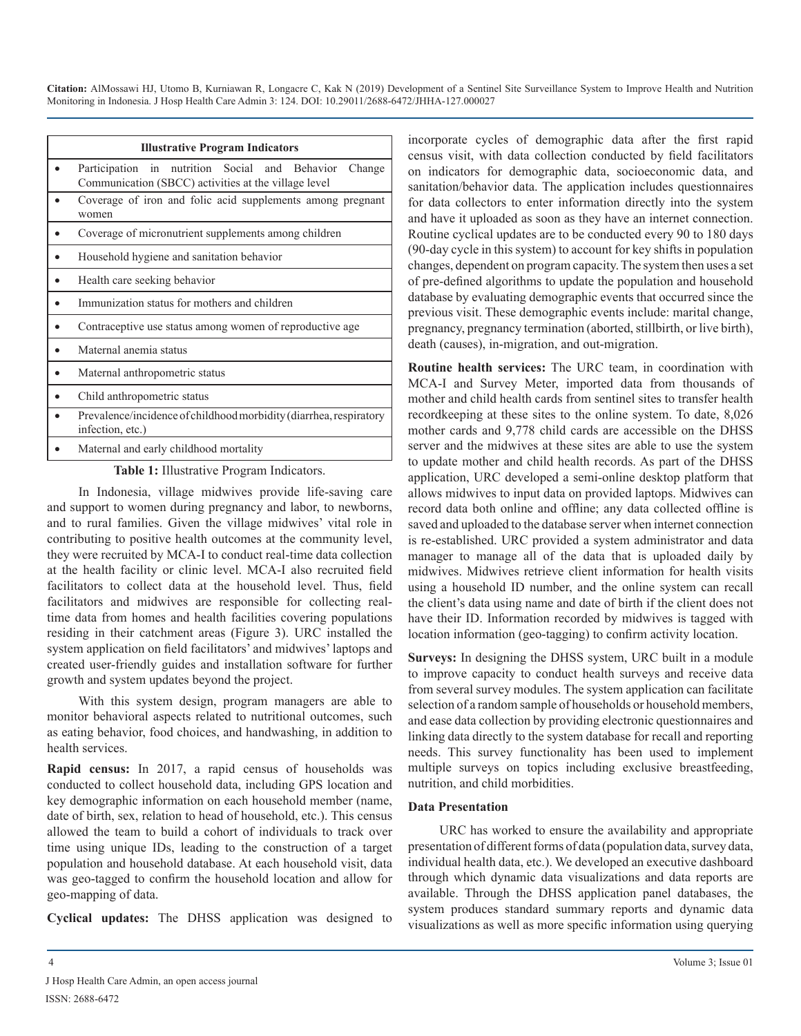| Illustrative Program Indicators |
| --- |
| • Participation in nutrition Social and Behavior Change Communication (SBCC) activities at the village level |
| • Coverage of iron and folic acid supplements among pregnant women |
| • Coverage of micronutrient supplements among children |
| • Household hygiene and sanitation behavior |
| • Health care seeking behavior |
| • Immunization status for mothers and children |
| • Contraceptive use status among women of reproductive age |
| • Maternal anemia status |
| • Maternal anthropometric status |
| • Child anthropometric status |
| • Prevalence/incidence of childhood morbidity (diarrhea, respiratory infection, etc.) |
| • Maternal and early childhood mortality |

**Table 1:** Illustrative Program Indicators.

In Indonesia, village midwives provide life-saving care and support to women during pregnancy and labor, to newborns, and to rural families. Given the village midwives' vital role in contributing to positive health outcomes at the community level, they were recruited by MCA-I to conduct real-time data collection at the health facility or clinic level. MCA-I also recruited field facilitators to collect data at the household level. Thus, field facilitators and midwives are responsible for collecting real-time data from homes and health facilities covering populations residing in their catchment areas (Figure 3). URC installed the system application on field facilitators' and midwives' laptops and created user-friendly guides and installation software for further growth and system updates beyond the project.

With this system design, program managers are able to monitor behavioral aspects related to nutritional outcomes, such as eating behavior, food choices, and handwashing, in addition to health services.

**Rapid census:** In 2017, a rapid census of households was conducted to collect household data, including GPS location and key demographic information on each household member (name, date of birth, sex, relation to head of household, etc.). This census allowed the team to build a cohort of individuals to track over time using unique IDs, leading to the construction of a target population and household database. At each household visit, data was geo-tagged to confirm the household location and allow for geo-mapping of data.

**Cyclical updates:** The DHSS application was designed to incorporate cycles of demographic data after the first rapid census visit, with data collection conducted by field facilitators on indicators for demographic data, socioeconomic data, and sanitation/behavior data. The application includes questionnaires for data collectors to enter information directly into the system and have it uploaded as soon as they have an internet connection. Routine cyclical updates are to be conducted every 90 to 180 days (90-day cycle in this system) to account for key shifts in population changes, dependent on program capacity. The system then uses a set of pre-defined algorithms to update the population and household database by evaluating demographic events that occurred since the previous visit. These demographic events include: marital change, pregnancy, pregnancy termination (aborted, stillbirth, or live birth), death (causes), in-migration, and out-migration.

**Routine health services:** The URC team, in coordination with MCA-I and Survey Meter, imported data from thousands of mother and child health cards from sentinel sites to transfer health recordkeeping at these sites to the online system. To date, 8,026 mother cards and 9,778 child cards are accessible on the DHSS server and the midwives at these sites are able to use the system to update mother and child health records. As part of the DHSS application, URC developed a semi-online desktop platform that allows midwives to input data on provided laptops. Midwives can record data both online and offline; any data collected offline is saved and uploaded to the database server when internet connection is re-established. URC provided a system administrator and data manager to manage all of the data that is uploaded daily by midwives. Midwives retrieve client information for health visits using a household ID number, and the online system can recall the client's data using name and date of birth if the client does not have their ID. Information recorded by midwives is tagged with location information (geo-tagging) to confirm activity location.

**Surveys:** In designing the DHSS system, URC built in a module to improve capacity to conduct health surveys and receive data from several survey modules. The system application can facilitate selection of a random sample of households or household members, and ease data collection by providing electronic questionnaires and linking data directly to the system database for recall and reporting needs. This survey functionality has been used to implement multiple surveys on topics including exclusive breastfeeding, nutrition, and child morbidities.

### Data Presentation

URC has worked to ensure the availability and appropriate presentation of different forms of data (population data, survey data, individual health data, etc.). We developed an executive dashboard through which dynamic data visualizations and data reports are available. Through the DHSS application panel databases, the system produces standard summary reports and dynamic data visualizations as well as more specific information using querying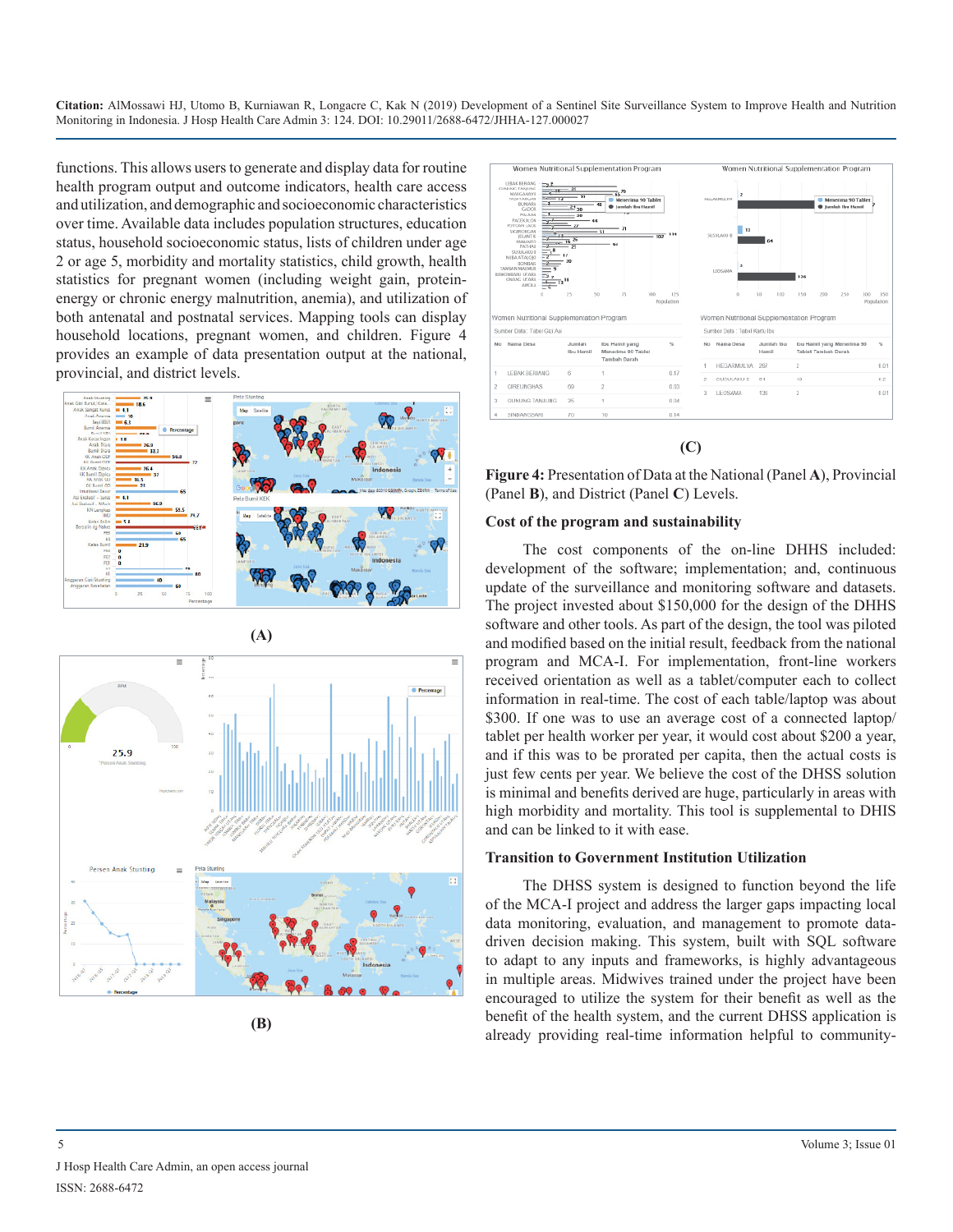functions. This allows users to generate and display data for routine health program output and outcome indicators, health care access and utilization, and demographic and socioeconomic characteristics over time. Available data includes population structures, education status, household socioeconomic status, lists of children under age 2 or age 5, morbidity and mortality statistics, child growth, health statistics for pregnant women (including weight gain, protein-energy or chronic energy malnutrition, anemia), and utilization of both antenatal and postnatal services. Mapping tools can display household locations, pregnant women, and children. Figure 4 provides an example of data presentation output at the national, provincial, and district levels.

(A)

(B)

(C)

**Figure 4:** Presentation of Data at the National (Panel **A**), Provincial (Panel **B**), and District (Panel **C**) Levels.

### Cost of the program and sustainability

The cost components of the on-line DHHS included: development of the software; implementation; and, continuous update of the surveillance and monitoring software and datasets. The project invested about $150,000 for the design of the DHHS software and other tools. As part of the design, the tool was piloted and modified based on the initial result, feedback from the national program and MCA-I. For implementation, front-line workers received orientation as well as a tablet/computer each to collect information in real-time. The cost of each table/laptop was about $300. If one was to use an average cost of a connected laptop/tablet per health worker per year, it would cost about $200 a year, and if this was to be prorated per capita, then the actual costs is just few cents per year. We believe the cost of the DHSS solution is minimal and benefits derived are huge, particularly in areas with high morbidity and mortality. This tool is supplemental to DHIS and can be linked to it with ease.

### Transition to Government Institution Utilization

The DHSS system is designed to function beyond the life of the MCA-I project and address the larger gaps impacting local data monitoring, evaluation, and management to promote data-driven decision making. This system, built with SQL software to adapt to any inputs and frameworks, is highly advantageous in multiple areas. Midwives trained under the project have been encouraged to utilize the system for their benefit as well as the benefit of the health system, and the current DHSS application is already providing real-time information helpful to community-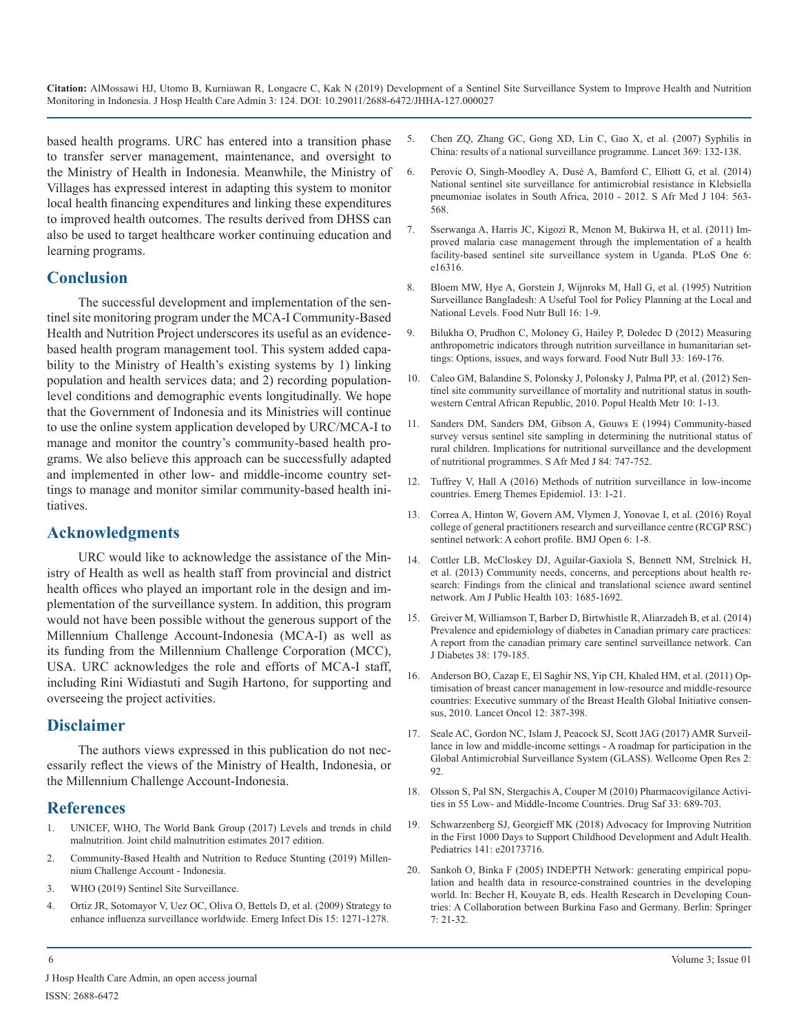based health programs. URC has entered into a transition phase to transfer server management, maintenance, and oversight to the Ministry of Health in Indonesia. Meanwhile, the Ministry of Villages has expressed interest in adapting this system to monitor local health financing expenditures and linking these expenditures to improved health outcomes. The results derived from DHSS can also be used to target healthcare worker continuing education and learning programs.

## Conclusion

The successful development and implementation of the sentinel site monitoring program under the MCA-I Community-Based Health and Nutrition Project underscores its useful as an evidence-based health program management tool. This system added capability to the Ministry of Health's existing systems by 1) linking population and health services data; and 2) recording population-level conditions and demographic events longitudinally. We hope that the Government of Indonesia and its Ministries will continue to use the online system application developed by URC/MCA-I to manage and monitor the country's community-based health programs. We also believe this approach can be successfully adapted and implemented in other low- and middle-income country settings to manage and monitor similar community-based health initiatives.

## Acknowledgments

URC would like to acknowledge the assistance of the Ministry of Health as well as health staff from provincial and district health offices who played an important role in the design and implementation of the surveillance system. In addition, this program would not have been possible without the generous support of the Millennium Challenge Account-Indonesia (MCA-I) as well as its funding from the Millennium Challenge Corporation (MCC), USA. URC acknowledges the role and efforts of MCA-I staff, including Rini Widiastuti and Sugih Hartono, for supporting and overseeing the project activities.

## Disclaimer

The authors views expressed in this publication do not necessarily reflect the views of the Ministry of Health, Indonesia, or the Millennium Challenge Account-Indonesia.

## References

1. UNICEF, WHO, The World Bank Group (2017) Levels and trends in child malnutrition. Joint child malnutrition estimates 2017 edition.
2. Community-Based Health and Nutrition to Reduce Stunting (2019) Millennium Challenge Account - Indonesia.
3. WHO (2019) Sentinel Site Surveillance.
4. Ortiz JR, Sotomayor V, Uez OC, Oliva O, Bettels D, et al. (2009) Strategy to enhance influenza surveillance worldwide. Emerg Infect Dis 15: 1271-1278.
5. Chen ZQ, Zhang GC, Gong XD, Lin C, Gao X, et al. (2007) Syphilis in China: results of a national surveillance programme. Lancet 369: 132-138.
6. Perovic O, Singh-Moodley A, Dusé A, Bamford C, Elliott G, et al. (2014) National sentinel site surveillance for antimicrobial resistance in Klebsiella pneumoniae isolates in South Africa, 2010 - 2012. S Afr Med J 104: 563-568.
7. Sserwanga A, Harris JC, Kigozi R, Menon M, Bukirwa H, et al. (2011) Improved malaria case management through the implementation of a health facility-based sentinel site surveillance system in Uganda. PLoS One 6: e16316.
8. Bloem MW, Hye A, Gorstein J, Wijnroks M, Hall G, et al. (1995) Nutrition Surveillance Bangladesh: A Useful Tool for Policy Planning at the Local and National Levels. Food Nutr Bull 16: 1-9.
9. Bilukha O, Prudhon C, Moloney G, Hailey P, Doledec D (2012) Measuring anthropometric indicators through nutrition surveillance in humanitarian settings: Options, issues, and ways forward. Food Nutr Bull 33: 169-176.
10. Caleo GM, Balandine S, Polonsky J, Polonsky J, Palma PP, et al. (2012) Sentinel site community surveillance of mortality and nutritional status in southwestern Central African Republic, 2010. Popul Health Metr 10: 1-13.
11. Sanders DM, Sanders DM, Gibson A, Gouws E (1994) Community-based survey versus sentinel site sampling in determining the nutritional status of rural children. Implications for nutritional surveillance and the development of nutritional programmes. S Afr Med J 84: 747-752.
12. Tuffrey V, Hall A (2016) Methods of nutrition surveillance in low-income countries. Emerg Themes Epidemiol. 13: 1-21.
13. Correa A, Hinton W, Govern AM, Vlymen J, Yonovae I, et al. (2016) Royal college of general practitioners research and surveillance centre (RCGP RSC) sentinel network: A cohort profile. BMJ Open 6: 1-8.
14. Cottler LB, McCloskey DJ, Aguilar-Gaxiola S, Bennett NM, Strelnick H, et al. (2013) Community needs, concerns, and perceptions about health research: Findings from the clinical and translational science award sentinel network. Am J Public Health 103: 1685-1692.
15. Greiver M, Williamson T, Barber D, Birtwhistle R, Aliarzadeh B, et al. (2014) Prevalence and epidemiology of diabetes in Canadian primary care practices: A report from the canadian primary care sentinel surveillance network. Can J Diabetes 38: 179-185.
16. Anderson BO, Cazap E, El Saghir NS, Yip CH, Khaled HM, et al. (2011) Optimisation of breast cancer management in low-resource and middle-resource countries: Executive summary of the Breast Health Global Initiative consensus, 2010. Lancet Oncol 12: 387-398.
17. Seale AC, Gordon NC, Islam J, Peacock SJ, Scott JAG (2017) AMR Surveillance in low and middle-income settings - A roadmap for participation in the Global Antimicrobial Surveillance System (GLASS). Wellcome Open Res 2: 92.
18. Olsson S, Pal SN, Stergachis A, Couper M (2010) Pharmacovigilance Activities in 55 Low- and Middle-Income Countries. Drug Saf 33: 689-703.
19. Schwarzenberg SJ, Georgieff MK (2018) Advocacy for Improving Nutrition in the First 1000 Days to Support Childhood Development and Adult Health. Pediatrics 141: e20173716.
20. Sankoh O, Binka F (2005) INDEPTH Network: generating empirical population and health data in resource-constrained countries in the developing world. In: Becher H, Kouyate B, eds. Health Research in Developing Countries: A Collaboration between Burkina Faso and Germany. Berlin: Springer 7: 21-32.